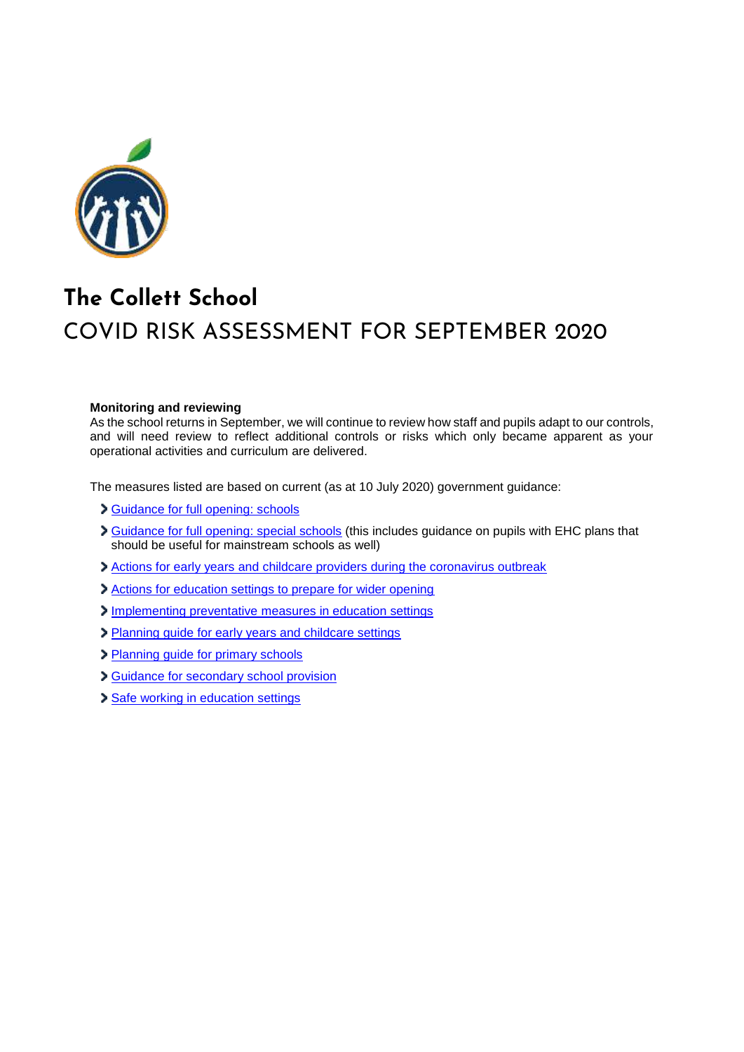# The Collett School

## COVID RISK ASSESSMENT FOR SEPTEMBER 2020

**Monitoring and reviewing**

As the school returns in September, we will continue to review how staff and pupils adapt to our controls, and will need review to reflect additional controls or risks which only became apparent as your operational activities and curriculum are delivered.

The measures listed are based on current (as at 10 July 2020) government guidance:

- Guidance for full opening: schools
- Guidance for full opening: special schools (this includes guidance on pupils with EHC plans that should be useful for mainstream schools as well)
- Actions for early years and childcare providers during the coronavirus outbreak
- Actions for education settings to prepare for wider opening
- Implementing preventative measures in education settings
- Planning guide for early years and childcare settings
- Planning guide for primary schools
- Guidance for secondary school provision
- Safe working in education settings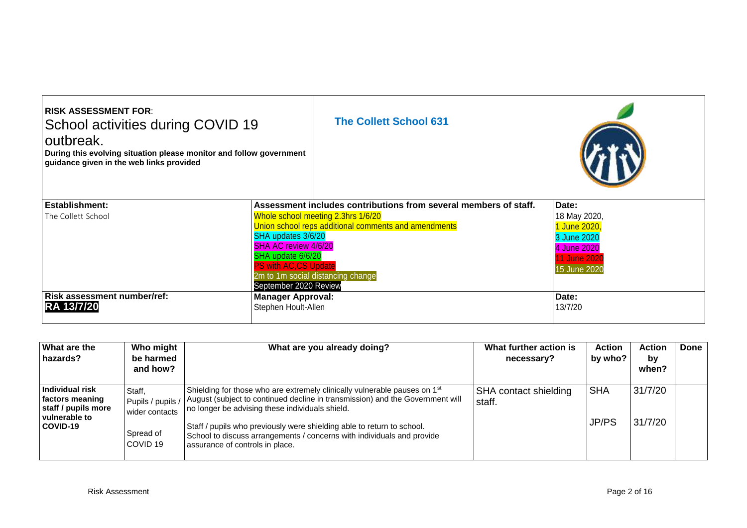| **RISK ASSESSMENT FOR**: School activities during COVID 19 outbreak. **During this evolving situation please monitor and follow government guidance given in the web links provided** | | **The Collett School 631** | |
|---|---|---|---|
| **Establishment:** The Collett School | **Assessment includes contributions from several members of staff.** Whole school meeting 2.3hrs 1/6/20 Union school reps additional comments and amendments SHA updates 3/6/20 SHA AC review 4/6/20 SHA update 6/6/20 PS with AC,CS Update 2m to 1m social distancing change September 2020 Review | | **Date:** 18 May 2020, 1 June 2020, 3 June 2020 4 June 2020 11 June 2020 15 June 2020 |
| **Risk assessment number/ref:** **RA 13/7/20** | **Manager Approval:** Stephen Hoult-Allen | | **Date:** 13/7/20 |

| What are the hazards? | Who might be harmed and how? | What are you already doing? | What further action is necessary? | Action by who? | Action by when? | Done |
|---|---|---|---|---|---|---|
| **Individual risk factors meaning staff / pupils more vulnerable to COVID-19** | Staff, Pupils / pupils / wider contacts<br><br>Spread of COVID 19 | Shielding for those who are extremely clinically vulnerable pauses on 1st August (subject to continued decline in transmission) and the Government will no longer be advising these individuals shield.<br><br>Staff / pupils who previously were shielding able to return to school. School to discuss arrangements / concerns with individuals and provide assurance of controls in place. | SHA contact shielding staff. | SHA<br><br>JP/PS | 31/7/20<br><br>31/7/20 | |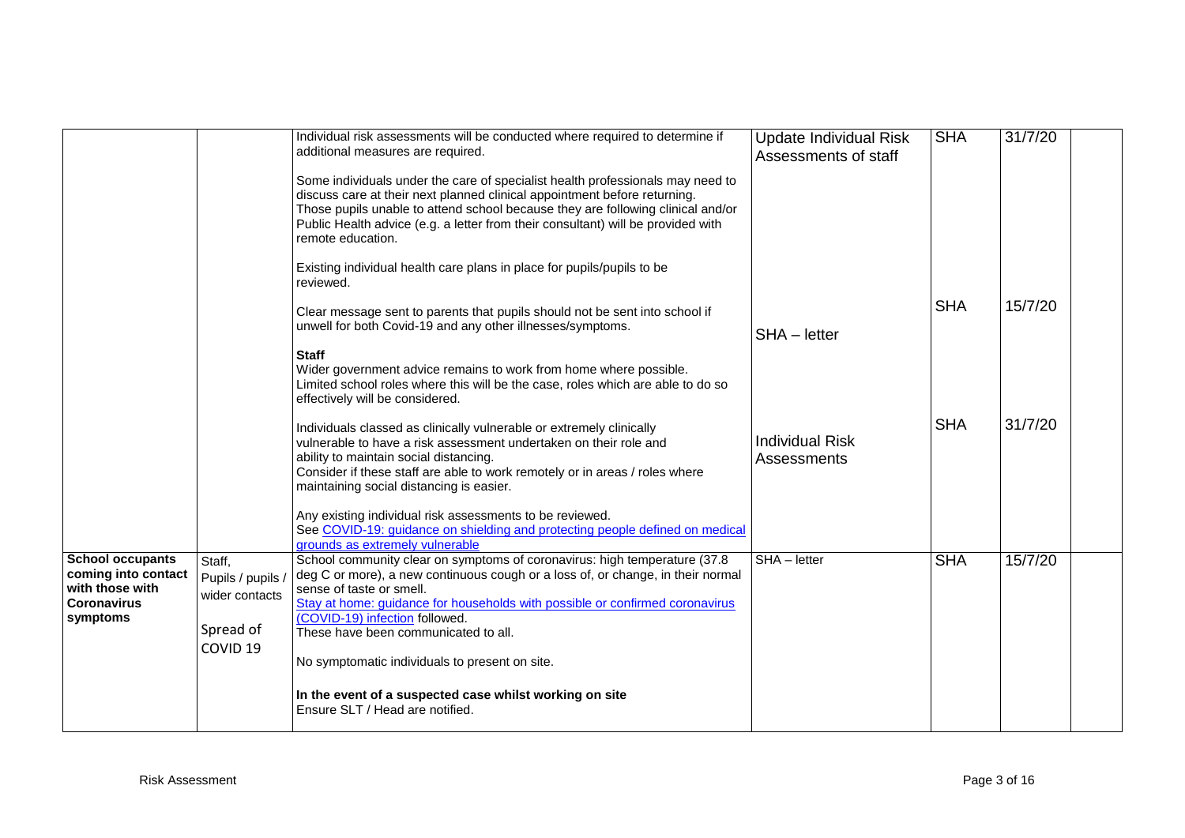| | | | | | | |
|---|---|---|---|---|---|---|
| | | Individual risk assessments will be conducted where required to determine if additional measures are required.<br><br>Some individuals under the care of specialist health professionals may need to discuss care at their next planned clinical appointment before returning. Those pupils unable to attend school because they are following clinical and/or Public Health advice (e.g. a letter from their consultant) will be provided with remote education.<br><br>Existing individual health care plans in place for pupils/pupils to be reviewed.<br><br>Clear message sent to parents that pupils should not be sent into school if unwell for both Covid-19 and any other illnesses/symptoms.<br><br>**Staff**<br>Wider government advice remains to work from home where possible. Limited school roles where this will be the case, roles which are able to do so effectively will be considered.<br><br>Individuals classed as clinically vulnerable or extremely clinically vulnerable to have a risk assessment undertaken on their role and ability to maintain social distancing.<br>Consider if these staff are able to work remotely or in areas / roles where maintaining social distancing is easier.<br><br>Any existing individual risk assessments to be reviewed.<br>See [COVID-19: guidance on shielding and protecting people defined on medical grounds as extremely vulnerable]() | Update Individual Risk Assessments of staff<br><br>SHA – letter<br><br>Individual Risk Assessments | SHA<br><br>SHA<br><br>SHA | 31/7/20<br><br>15/7/20<br><br>31/7/20 | |
| **School occupants coming into contact with those with Coronavirus symptoms** | Staff, Pupils / pupils / wider contacts<br><br>Spread of COVID 19 | School community clear on symptoms of coronavirus: high temperature (37.8 deg C or more), a new continuous cough or a loss of, or change, in their normal sense of taste or smell.<br>[Stay at home: guidance for households with possible or confirmed coronavirus (COVID-19) infection]() followed.<br>These have been communicated to all.<br><br>No symptomatic individuals to present on site.<br><br>**In the event of a suspected case whilst working on site**<br>Ensure SLT / Head are notified. | SHA – letter | SHA | 15/7/20 | |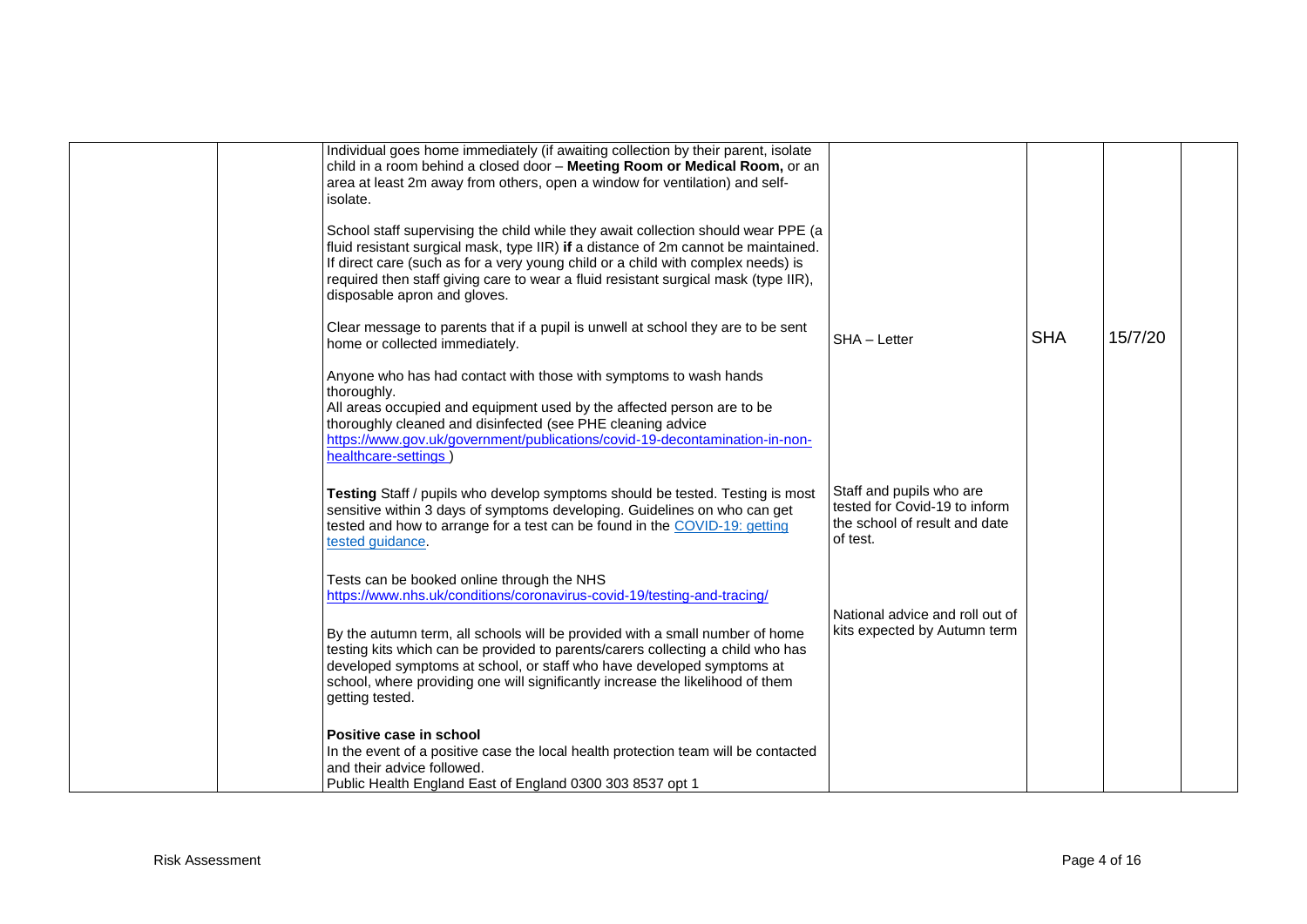| | | | | | | |
|---|---|---|---|---|---|---|
| | | Individual goes home immediately (if awaiting collection by their parent, isolate child in a room behind a closed door – **Meeting Room or Medical Room,** or an area at least 2m away from others, open a window for ventilation) and self-isolate.<br><br>School staff supervising the child while they await collection should wear PPE (a fluid resistant surgical mask, type IIR) **if** a distance of 2m cannot be maintained. If direct care (such as for a very young child or a child with complex needs) is required then staff giving care to wear a fluid resistant surgical mask (type IIR), disposable apron and gloves.<br><br>Clear message to parents that if a pupil is unwell at school they are to be sent home or collected immediately.<br><br>Anyone who has had contact with those with symptoms to wash hands thoroughly.<br>All areas occupied and equipment used by the affected person are to be thoroughly cleaned and disinfected (see PHE cleaning advice https://www.gov.uk/government/publications/covid-19-decontamination-in-non-healthcare-settings )<br><br>**Testing** Staff / pupils who develop symptoms should be tested. Testing is most sensitive within 3 days of symptoms developing. Guidelines on who can get tested and how to arrange for a test can be found in the COVID-19: getting tested guidance.<br><br>Tests can be booked online through the NHS https://www.nhs.uk/conditions/coronavirus-covid-19/testing-and-tracing/<br><br>By the autumn term, all schools will be provided with a small number of home testing kits which can be provided to parents/carers collecting a child who has developed symptoms at school, or staff who have developed symptoms at school, where providing one will significantly increase the likelihood of them getting tested.<br><br>**Positive case in school**<br>In the event of a positive case the local health protection team will be contacted and their advice followed.<br>Public Health England East of England 0300 303 8537 opt 1 | SHA – Letter<br><br>Staff and pupils who are tested for Covid-19 to inform the school of result and date of test.<br><br>National advice and roll out of kits expected by Autumn term | SHA | 15/7/20 | |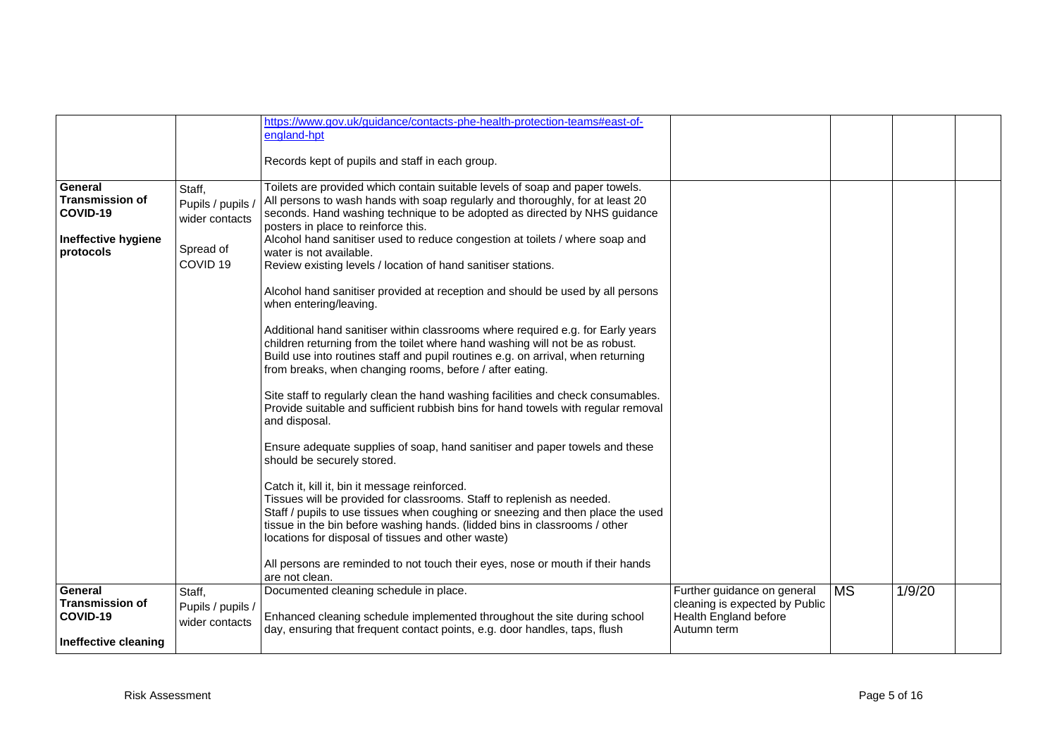| | | | | | | |
|---|---|---|---|---|---|---|
| | | https://www.gov.uk/guidance/contacts-phe-health-protection-teams#east-of-england-hpt<br><br>Records kept of pupils and staff in each group. | | | | |
| **General Transmission of COVID-19**<br><br>**Ineffective hygiene protocols** | Staff, Pupils / pupils / wider contacts<br><br>Spread of COVID 19 | Toilets are provided which contain suitable levels of soap and paper towels. All persons to wash hands with soap regularly and thoroughly, for at least 20 seconds. Hand washing technique to be adopted as directed by NHS guidance posters in place to reinforce this.<br>Alcohol hand sanitiser used to reduce congestion at toilets / where soap and water is not available.<br>Review existing levels / location of hand sanitiser stations.<br><br>Alcohol hand sanitiser provided at reception and should be used by all persons when entering/leaving.<br><br>Additional hand sanitiser within classrooms where required e.g. for Early years children returning from the toilet where hand washing will not be as robust. Build use into routines staff and pupil routines e.g. on arrival, when returning from breaks, when changing rooms, before / after eating.<br><br>Site staff to regularly clean the hand washing facilities and check consumables. Provide suitable and sufficient rubbish bins for hand towels with regular removal and disposal.<br><br>Ensure adequate supplies of soap, hand sanitiser and paper towels and these should be securely stored.<br><br>Catch it, kill it, bin it message reinforced.<br>Tissues will be provided for classrooms. Staff to replenish as needed.<br>Staff / pupils to use tissues when coughing or sneezing and then place the used tissue in the bin before washing hands. (lidded bins in classrooms / other locations for disposal of tissues and other waste)<br><br>All persons are reminded to not touch their eyes, nose or mouth if their hands are not clean. | | | | |
| **General Transmission of COVID-19**<br><br>**Ineffective cleaning** | Staff, Pupils / pupils / wider contacts | Documented cleaning schedule in place.<br><br>Enhanced cleaning schedule implemented throughout the site during school day, ensuring that frequent contact points, e.g. door handles, taps, flush | Further guidance on general cleaning is expected by Public Health England before Autumn term | MS | 1/9/20 | |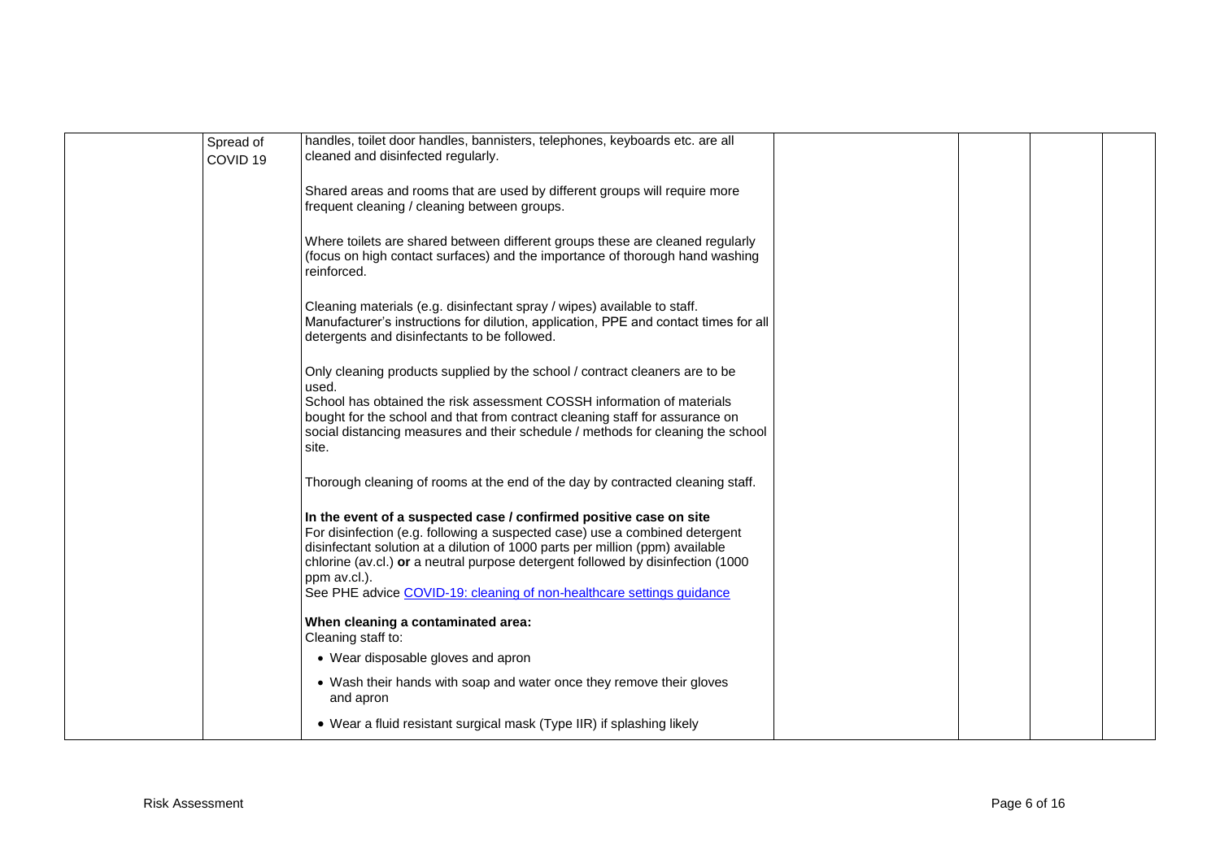| | | | | | | |
|---|---|---|---|---|---|---|
| | Spread of COVID 19 | handles, toilet door handles, bannisters, telephones, keyboards etc. are all cleaned and disinfected regularly.<br><br>Shared areas and rooms that are used by different groups will require more frequent cleaning / cleaning between groups.<br><br>Where toilets are shared between different groups these are cleaned regularly (focus on high contact surfaces) and the importance of thorough hand washing reinforced.<br><br>Cleaning materials (e.g. disinfectant spray / wipes) available to staff. Manufacturer's instructions for dilution, application, PPE and contact times for all detergents and disinfectants to be followed.<br><br>Only cleaning products supplied by the school / contract cleaners are to be used.<br>School has obtained the risk assessment COSSH information of materials bought for the school and that from contract cleaning staff for assurance on social distancing measures and their schedule / methods for cleaning the school site.<br><br>Thorough cleaning of rooms at the end of the day by contracted cleaning staff.<br><br>**In the event of a suspected case / confirmed positive case on site**<br>For disinfection (e.g. following a suspected case) use a combined detergent disinfectant solution at a dilution of 1000 parts per million (ppm) available chlorine (av.cl.) **or** a neutral purpose detergent followed by disinfection (1000 ppm av.cl.).<br>See PHE advice [COVID-19: cleaning of non-healthcare settings guidance]()<br><br>**When cleaning a contaminated area:**<br>Cleaning staff to:<br>• Wear disposable gloves and apron<br>• Wash their hands with soap and water once they remove their gloves and apron<br>• Wear a fluid resistant surgical mask (Type IIR) if splashing likely | | | | |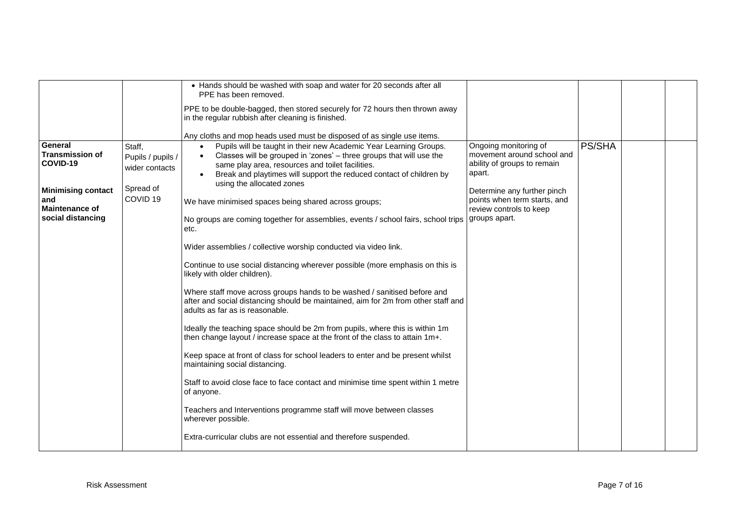| | | | | | | |
|---|---|---|---|---|---|---|
| | | • Hands should be washed with soap and water for 20 seconds after all PPE has been removed.<br><br>PPE to be double-bagged, then stored securely for 72 hours then thrown away in the regular rubbish after cleaning is finished.<br><br>Any cloths and mop heads used must be disposed of as single use items. | | | | |
| **General Transmission of COVID-19**<br><br>**Minimising contact and Maintenance of social distancing** | Staff, Pupils / pupils / wider contacts<br><br>Spread of COVID 19 | • Pupils will be taught in their new Academic Year Learning Groups.<br>• Classes will be grouped in 'zones' – three groups that will use the same play area, resources and toilet facilities.<br>• Break and playtimes will support the reduced contact of children by using the allocated zones<br><br>We have minimised spaces being shared across groups;<br><br>No groups are coming together for assemblies, events / school fairs, school trips etc.<br><br>Wider assemblies / collective worship conducted via video link.<br><br>Continue to use social distancing wherever possible (more emphasis on this is likely with older children).<br><br>Where staff move across groups hands to be washed / sanitised before and after and social distancing should be maintained, aim for 2m from other staff and adults as far as is reasonable.<br><br>Ideally the teaching space should be 2m from pupils, where this is within 1m then change layout / increase space at the front of the class to attain 1m+.<br><br>Keep space at front of class for school leaders to enter and be present whilst maintaining social distancing.<br><br>Staff to avoid close face to face contact and minimise time spent within 1 metre of anyone.<br><br>Teachers and Interventions programme staff will move between classes wherever possible.<br><br>Extra-curricular clubs are not essential and therefore suspended. | Ongoing monitoring of movement around school and ability of groups to remain apart.<br><br>Determine any further pinch points when term starts, and review controls to keep groups apart. | PS/SHA | | |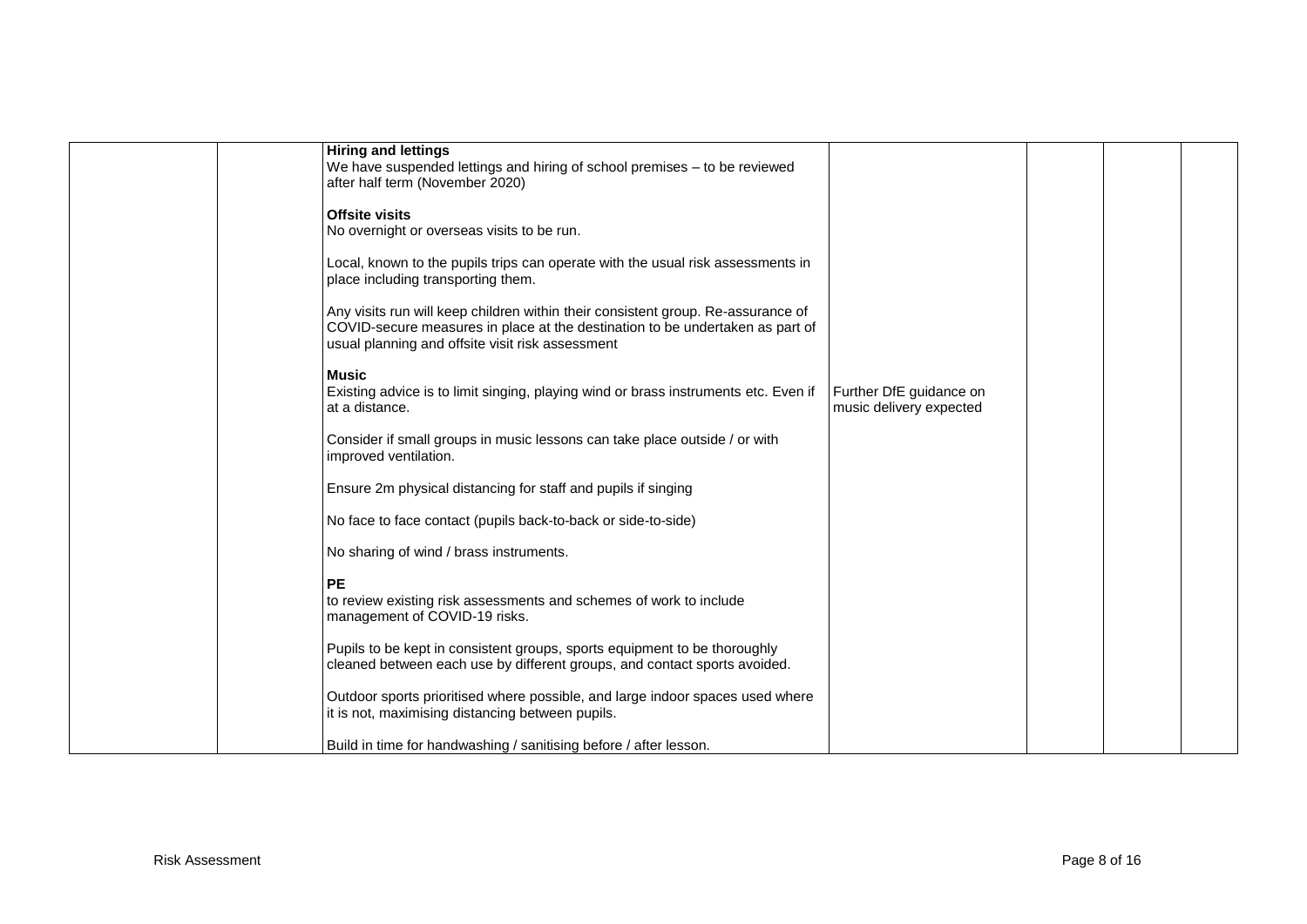| | | | | | | |
|---|---|---|---|---|---|---|
| | | **Hiring and lettings**<br>We have suspended lettings and hiring of school premises – to be reviewed after half term (November 2020)<br><br>**Offsite visits**<br>No overnight or overseas visits to be run.<br><br>Local, known to the pupils trips can operate with the usual risk assessments in place including transporting them.<br><br>Any visits run will keep children within their consistent group. Re-assurance of COVID-secure measures in place at the destination to be undertaken as part of usual planning and offsite visit risk assessment<br><br>**Music**<br>Existing advice is to limit singing, playing wind or brass instruments etc. Even if at a distance.<br><br>Consider if small groups in music lessons can take place outside / or with improved ventilation.<br><br>Ensure 2m physical distancing for staff and pupils if singing<br><br>No face to face contact (pupils back-to-back or side-to-side)<br><br>No sharing of wind / brass instruments.<br><br>**PE**<br>to review existing risk assessments and schemes of work to include management of COVID-19 risks.<br><br>Pupils to be kept in consistent groups, sports equipment to be thoroughly cleaned between each use by different groups, and contact sports avoided.<br><br>Outdoor sports prioritised where possible, and large indoor spaces used where it is not, maximising distancing between pupils.<br><br>Build in time for handwashing / sanitising before / after lesson. | Further DfE guidance on music delivery expected | | | |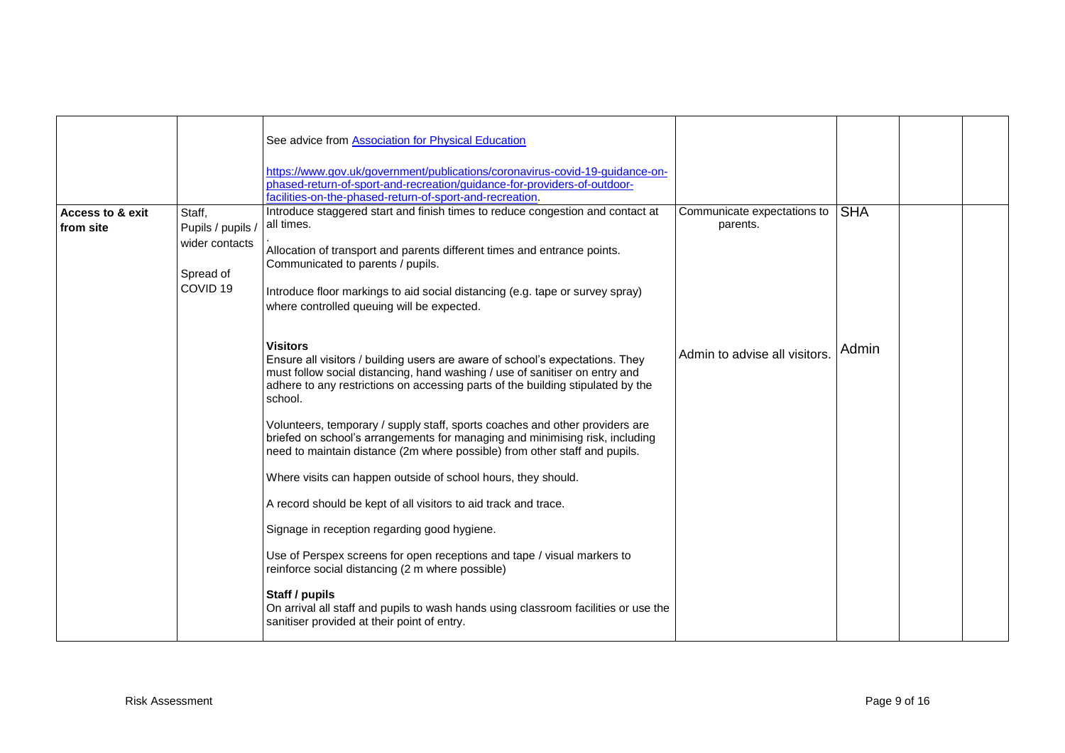|  |  |  |  |  |  |  |
|---|---|---|---|---|---|---|
|  |  | See advice from [Association for Physical Education](#)<br><br>[https://www.gov.uk/government/publications/coronavirus-covid-19-guidance-on-phased-return-of-sport-and-recreation/guidance-for-providers-of-outdoor-facilities-on-the-phased-return-of-sport-and-recreation](https://www.gov.uk/government/publications/coronavirus-covid-19-guidance-on-phased-return-of-sport-and-recreation/guidance-for-providers-of-outdoor-facilities-on-the-phased-return-of-sport-and-recreation). |  |  |  |  |
| **Access to & exit from site** | Staff, Pupils / pupils / wider contacts<br><br>Spread of COVID 19 | Introduce staggered start and finish times to reduce congestion and contact at all times.<br>.<br>Allocation of transport and parents different times and entrance points. Communicated to parents / pupils.<br><br>Introduce floor markings to aid social distancing (e.g. tape or survey spray) where controlled queuing will be expected.<br><br>**Visitors**<br>Ensure all visitors / building users are aware of school's expectations. They must follow social distancing, hand washing / use of sanitiser on entry and adhere to any restrictions on accessing parts of the building stipulated by the school.<br><br>Volunteers, temporary / supply staff, sports coaches and other providers are briefed on school's arrangements for managing and minimising risk, including need to maintain distance (2m where possible) from other staff and pupils.<br><br>Where visits can happen outside of school hours, they should.<br><br>A record should be kept of all visitors to aid track and trace.<br><br>Signage in reception regarding good hygiene.<br><br>Use of Perspex screens for open receptions and tape / visual markers to reinforce social distancing (2 m where possible)<br><br>**Staff / pupils**<br>On arrival all staff and pupils to wash hands using classroom facilities or use the sanitiser provided at their point of entry. | Communicate expectations to parents.<br><br>Admin to advise all visitors. | SHA<br><br>Admin |  |  |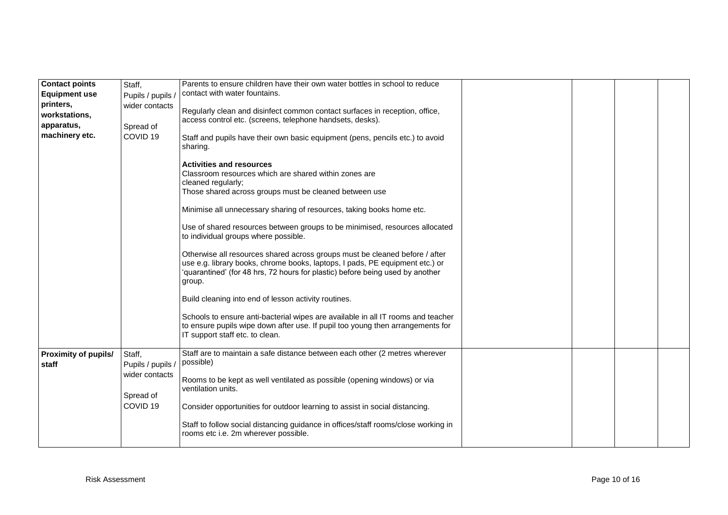| | | | | | | |
|---|---|---|---|---|---|---|
| **Contact points Equipment use printers, workstations, apparatus, machinery etc.** | Staff, Pupils / pupils / wider contacts<br><br>Spread of COVID 19 | Parents to ensure children have their own water bottles in school to reduce contact with water fountains.<br><br>Regularly clean and disinfect common contact surfaces in reception, office, access control etc. (screens, telephone handsets, desks).<br><br>Staff and pupils have their own basic equipment (pens, pencils etc.) to avoid sharing.<br><br>**Activities and resources**<br>Classroom resources which are shared within zones are cleaned regularly;<br>Those shared across groups must be cleaned between use<br><br>Minimise all unnecessary sharing of resources, taking books home etc.<br><br>Use of shared resources between groups to be minimised, resources allocated to individual groups where possible.<br><br>Otherwise all resources shared across groups must be cleaned before / after use e.g. library books, chrome books, laptops, I pads, PE equipment etc.) or 'quarantined' (for 48 hrs, 72 hours for plastic) before being used by another group.<br><br>Build cleaning into end of lesson activity routines.<br><br>Schools to ensure anti-bacterial wipes are available in all IT rooms and teacher to ensure pupils wipe down after use. If pupil too young then arrangements for IT support staff etc. to clean. | | | | |
| **Proximity of pupils/ staff** | Staff, Pupils / pupils / wider contacts<br><br>Spread of COVID 19 | Staff are to maintain a safe distance between each other (2 metres wherever possible)<br><br>Rooms to be kept as well ventilated as possible (opening windows) or via ventilation units.<br><br>Consider opportunities for outdoor learning to assist in social distancing.<br><br>Staff to follow social distancing guidance in offices/staff rooms/close working in rooms etc i.e. 2m wherever possible. | | | | |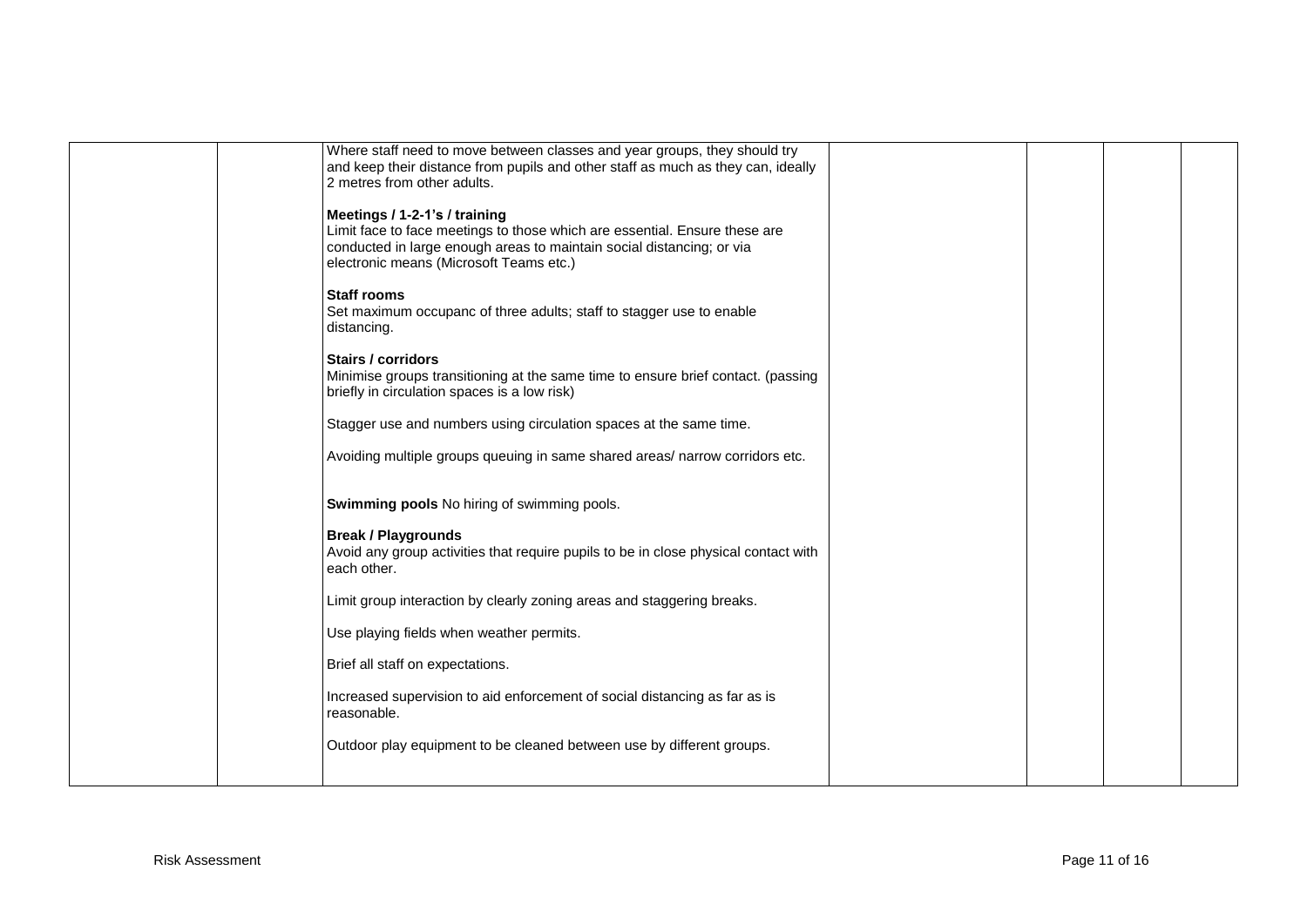| | | | | | | |
|---|---|---|---|---|---|---|
| | | Where staff need to move between classes and year groups, they should try and keep their distance from pupils and other staff as much as they can, ideally 2 metres from other adults.<br><br>**Meetings / 1-2-1's / training**<br>Limit face to face meetings to those which are essential. Ensure these are conducted in large enough areas to maintain social distancing; or via electronic means (Microsoft Teams etc.)<br><br>**Staff rooms**<br>Set maximum occupanc of three adults; staff to stagger use to enable distancing.<br><br>**Stairs / corridors**<br>Minimise groups transitioning at the same time to ensure brief contact. (passing briefly in circulation spaces is a low risk)<br><br>Stagger use and numbers using circulation spaces at the same time.<br><br>Avoiding multiple groups queuing in same shared areas/ narrow corridors etc.<br><br>**Swimming pools** No hiring of swimming pools.<br><br>**Break / Playgrounds**<br>Avoid any group activities that require pupils to be in close physical contact with each other.<br><br>Limit group interaction by clearly zoning areas and staggering breaks.<br><br>Use playing fields when weather permits.<br><br>Brief all staff on expectations.<br><br>Increased supervision to aid enforcement of social distancing as far as is reasonable.<br><br>Outdoor play equipment to be cleaned between use by different groups. | | | | |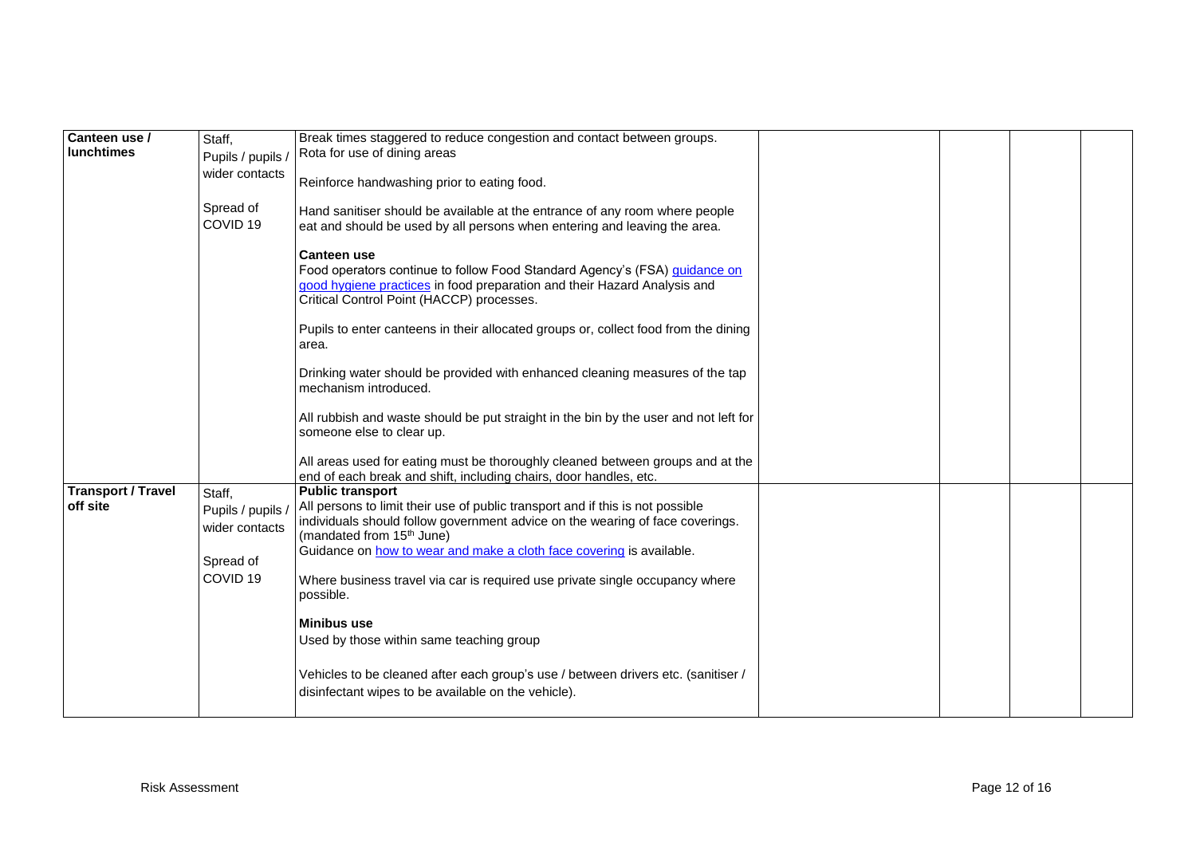| | | | | | | |
|---|---|---|---|---|---|---|
| **Canteen use / lunchtimes** | Staff, Pupils / pupils / wider contacts<br><br>Spread of COVID 19 | Break times staggered to reduce congestion and contact between groups.<br>Rota for use of dining areas<br><br>Reinforce handwashing prior to eating food.<br><br>Hand sanitiser should be available at the entrance of any room where people eat and should be used by all persons when entering and leaving the area.<br><br>**Canteen use**<br>Food operators continue to follow Food Standard Agency's (FSA) guidance on good hygiene practices in food preparation and their Hazard Analysis and Critical Control Point (HACCP) processes.<br><br>Pupils to enter canteens in their allocated groups or, collect food from the dining area.<br><br>Drinking water should be provided with enhanced cleaning measures of the tap mechanism introduced.<br><br>All rubbish and waste should be put straight in the bin by the user and not left for someone else to clear up.<br><br>All areas used for eating must be thoroughly cleaned between groups and at the end of each break and shift, including chairs, door handles, etc. | | | | |
| **Transport / Travel off site** | Staff, Pupils / pupils / wider contacts<br><br>Spread of COVID 19 | **Public transport**<br>All persons to limit their use of public transport and if this is not possible individuals should follow government advice on the wearing of face coverings. (mandated from 15th June)<br>Guidance on how to wear and make a cloth face covering is available.<br><br>Where business travel via car is required use private single occupancy where possible.<br><br>**Minibus use**<br>Used by those within same teaching group<br><br>Vehicles to be cleaned after each group's use / between drivers etc. (sanitiser / disinfectant wipes to be available on the vehicle). | | | | |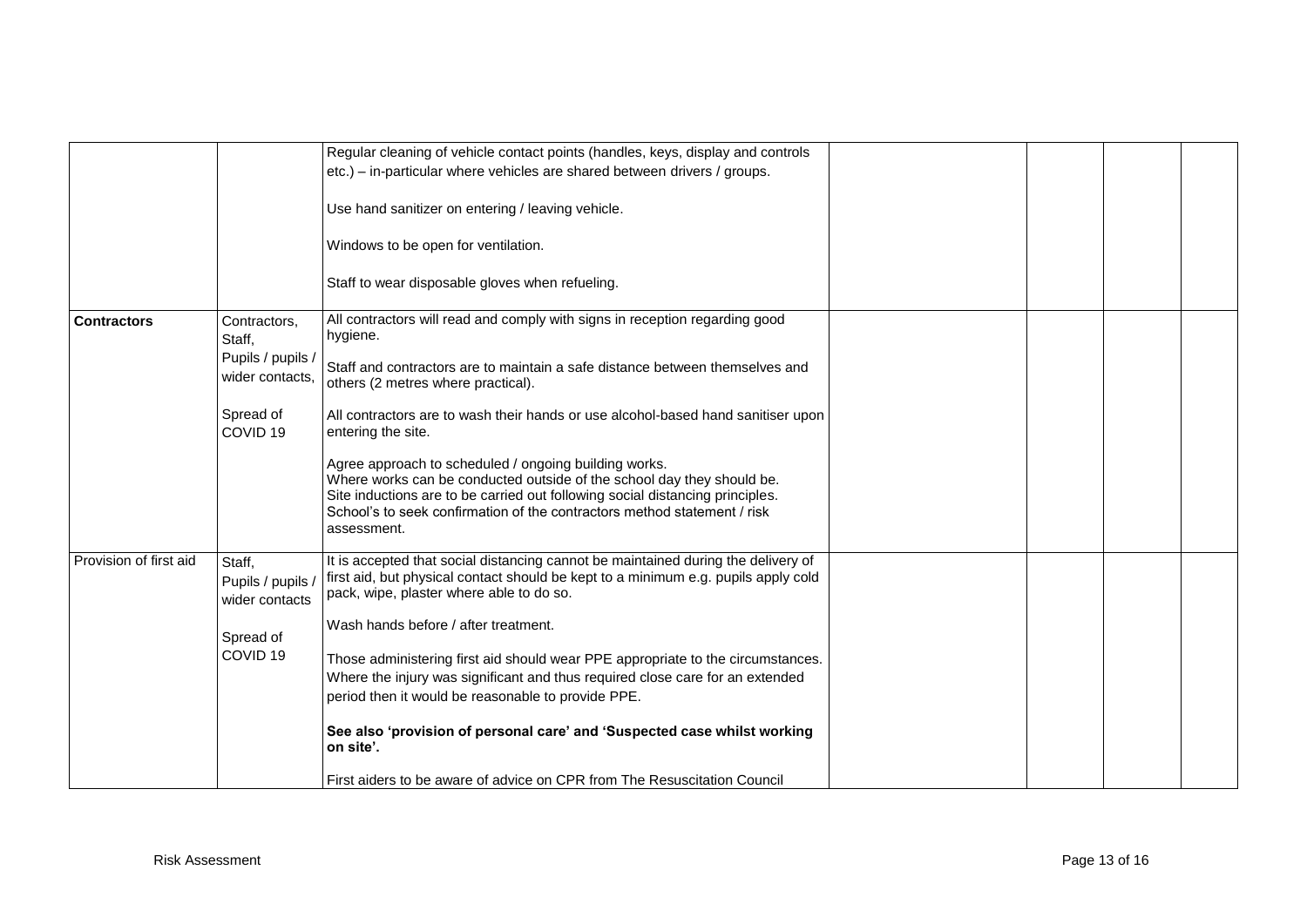| | | | | | | |
|---|---|---|---|---|---|---|
| | | Regular cleaning of vehicle contact points (handles, keys, display and controls etc.) – in-particular where vehicles are shared between drivers / groups.<br><br>Use hand sanitizer on entering / leaving vehicle.<br><br>Windows to be open for ventilation.<br><br>Staff to wear disposable gloves when refueling. | | | | |
| **Contractors** | Contractors, Staff, Pupils / pupils / wider contacts,<br><br>Spread of COVID 19 | All contractors will read and comply with signs in reception regarding good hygiene.<br><br>Staff and contractors are to maintain a safe distance between themselves and others (2 metres where practical).<br><br>All contractors are to wash their hands or use alcohol-based hand sanitiser upon entering the site.<br><br>Agree approach to scheduled / ongoing building works.<br>Where works can be conducted outside of the school day they should be.<br>Site inductions are to be carried out following social distancing principles.<br>School's to seek confirmation of the contractors method statement / risk assessment. | | | | |
| Provision of first aid | Staff, Pupils / pupils / wider contacts<br><br>Spread of COVID 19 | It is accepted that social distancing cannot be maintained during the delivery of first aid, but physical contact should be kept to a minimum e.g. pupils apply cold pack, wipe, plaster where able to do so.<br><br>Wash hands before / after treatment.<br><br>Those administering first aid should wear PPE appropriate to the circumstances. Where the injury was significant and thus required close care for an extended period then it would be reasonable to provide PPE.<br><br>**See also 'provision of personal care' and 'Suspected case whilst working on site'.**<br><br>First aiders to be aware of advice on CPR from The Resuscitation Council | | | | |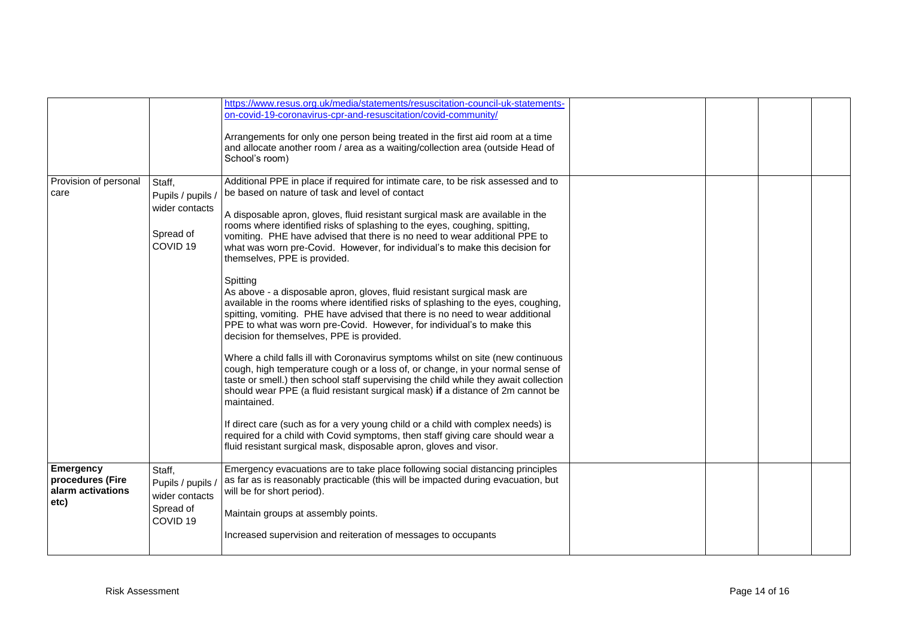| | | | | | | |
|---|---|---|---|---|---|---|
| | | https://www.resus.org.uk/media/statements/resuscitation-council-uk-statements-on-covid-19-coronavirus-cpr-and-resuscitation/covid-community/<br><br>Arrangements for only one person being treated in the first aid room at a time and allocate another room / area as a waiting/collection area (outside Head of School's room) | | | | |
| Provision of personal care | Staff, Pupils / pupils / wider contacts<br><br>Spread of COVID 19 | Additional PPE in place if required for intimate care, to be risk assessed and to be based on nature of task and level of contact<br><br>A disposable apron, gloves, fluid resistant surgical mask are available in the rooms where identified risks of splashing to the eyes, coughing, spitting, vomiting. PHE have advised that there is no need to wear additional PPE to what was worn pre-Covid. However, for individual's to make this decision for themselves, PPE is provided.<br><br>Spitting<br>As above - a disposable apron, gloves, fluid resistant surgical mask are available in the rooms where identified risks of splashing to the eyes, coughing, spitting, vomiting. PHE have advised that there is no need to wear additional PPE to what was worn pre-Covid. However, for individual's to make this decision for themselves, PPE is provided.<br><br>Where a child falls ill with Coronavirus symptoms whilst on site (new continuous cough, high temperature cough or a loss of, or change, in your normal sense of taste or smell.) then school staff supervising the child while they await collection should wear PPE (a fluid resistant surgical mask) **if** a distance of 2m cannot be maintained.<br><br>If direct care (such as for a very young child or a child with complex needs) is required for a child with Covid symptoms, then staff giving care should wear a fluid resistant surgical mask, disposable apron, gloves and visor. | | | | |
| **Emergency procedures (Fire alarm activations etc)** | Staff, Pupils / pupils / wider contacts<br>Spread of COVID 19 | Emergency evacuations are to take place following social distancing principles as far as is reasonably practicable (this will be impacted during evacuation, but will be for short period).<br><br>Maintain groups at assembly points.<br><br>Increased supervision and reiteration of messages to occupants | | | | |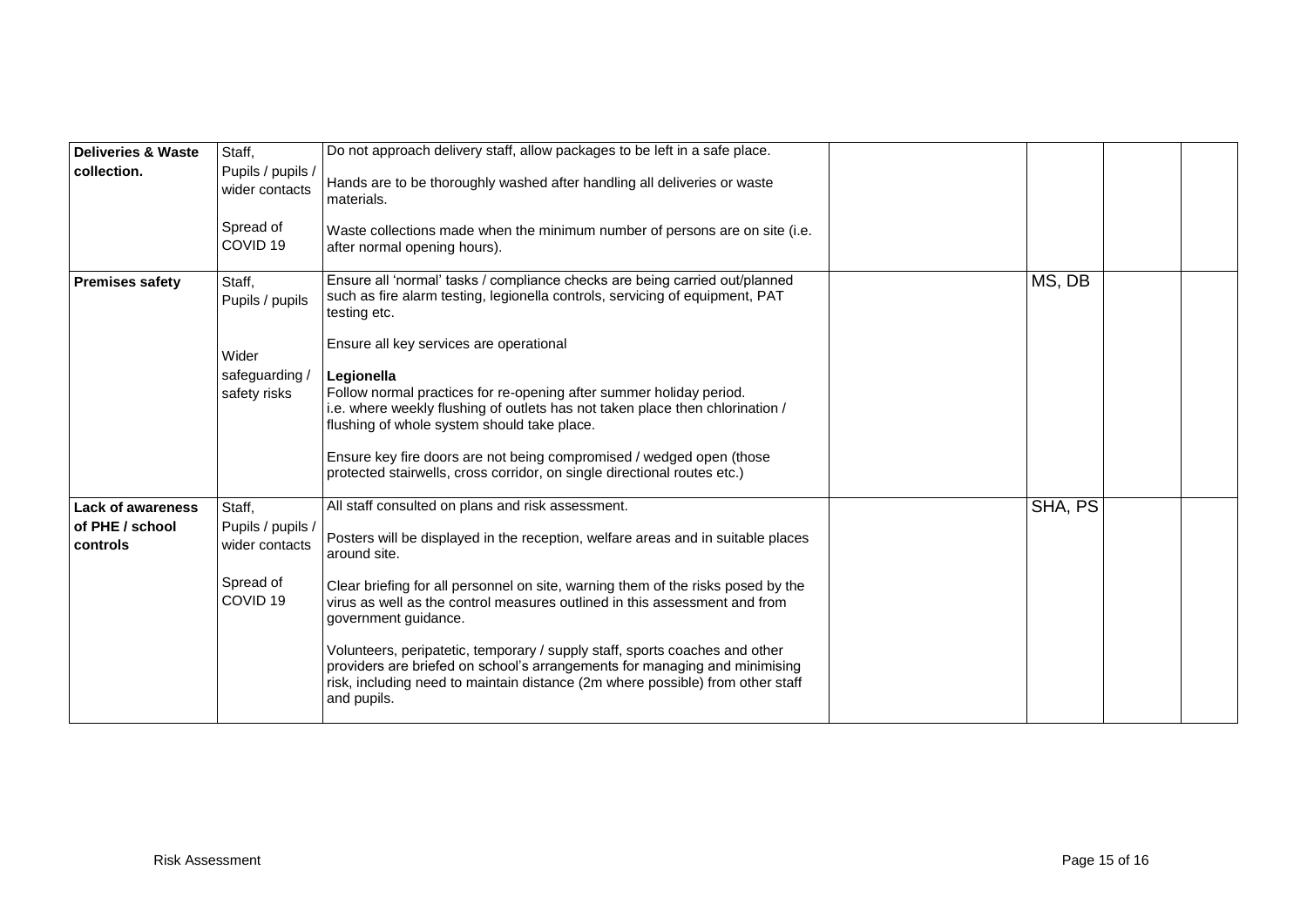| | | | | | | |
|---|---|---|---|---|---|---|
| **Deliveries & Waste collection.** | Staff, Pupils / pupils / wider contacts<br><br>Spread of COVID 19 | Do not approach delivery staff, allow packages to be left in a safe place.<br><br>Hands are to be thoroughly washed after handling all deliveries or waste materials.<br><br>Waste collections made when the minimum number of persons are on site (i.e. after normal opening hours). | | | | |
| **Premises safety** | Staff, Pupils / pupils<br><br>Wider safeguarding / safety risks | Ensure all 'normal' tasks / compliance checks are being carried out/planned such as fire alarm testing, legionella controls, servicing of equipment, PAT testing etc.<br><br>Ensure all key services are operational<br><br>**Legionella**<br>Follow normal practices for re-opening after summer holiday period.<br>i.e. where weekly flushing of outlets has not taken place then chlorination / flushing of whole system should take place.<br><br>Ensure key fire doors are not being compromised / wedged open (those protected stairwells, cross corridor, on single directional routes etc.) | | MS, DB | | |
| **Lack of awareness of PHE / school controls** | Staff, Pupils / pupils / wider contacts<br><br>Spread of COVID 19 | All staff consulted on plans and risk assessment.<br><br>Posters will be displayed in the reception, welfare areas and in suitable places around site.<br><br>Clear briefing for all personnel on site, warning them of the risks posed by the virus as well as the control measures outlined in this assessment and from government guidance.<br><br>Volunteers, peripatetic, temporary / supply staff, sports coaches and other providers are briefed on school's arrangements for managing and minimising risk, including need to maintain distance (2m where possible) from other staff and pupils. | | SHA, PS | | |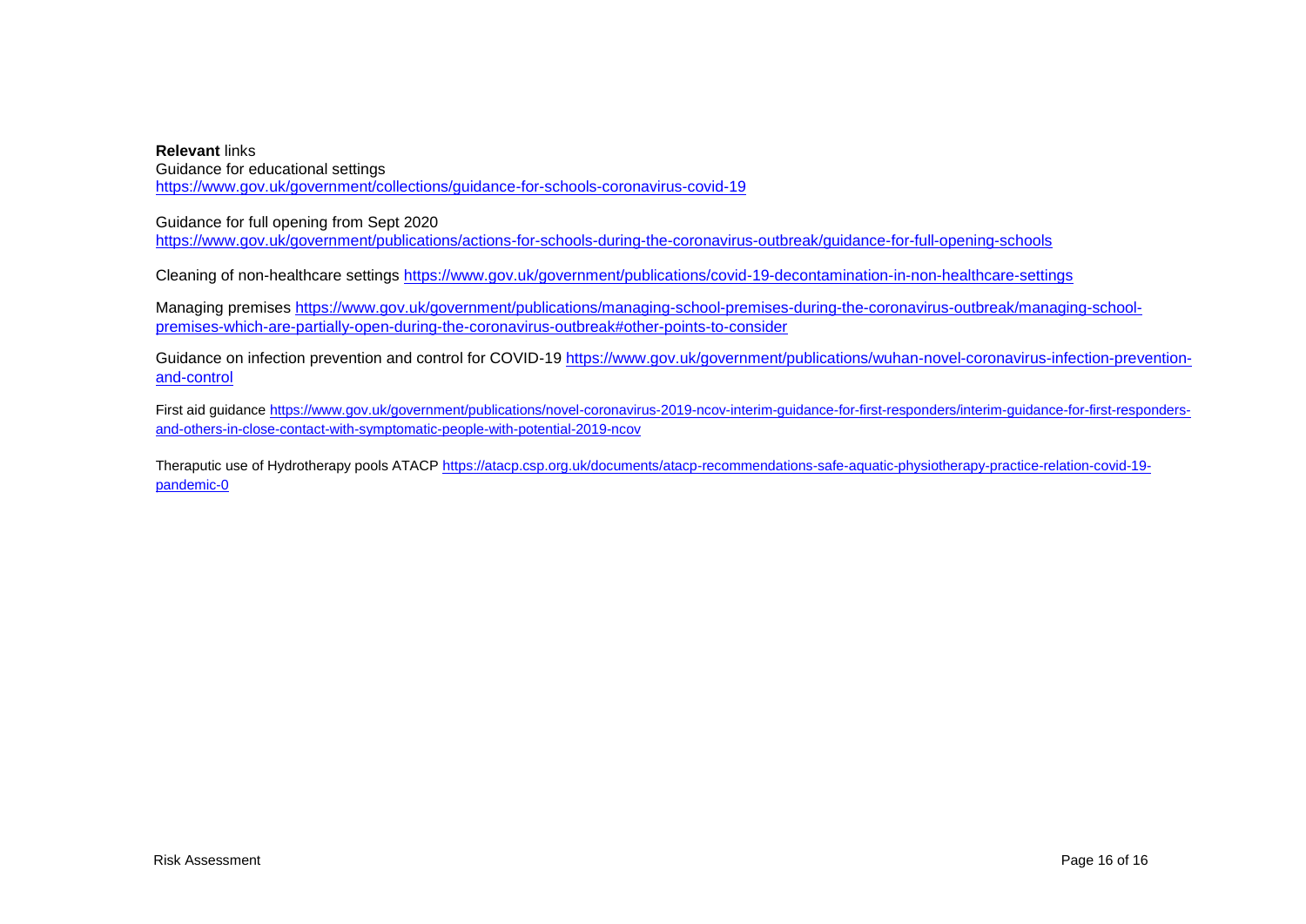**Relevant** links

Guidance for educational settings
https://www.gov.uk/government/collections/guidance-for-schools-coronavirus-covid-19

Guidance for full opening from Sept 2020
https://www.gov.uk/government/publications/actions-for-schools-during-the-coronavirus-outbreak/guidance-for-full-opening-schools

Cleaning of non-healthcare settings https://www.gov.uk/government/publications/covid-19-decontamination-in-non-healthcare-settings

Managing premises https://www.gov.uk/government/publications/managing-school-premises-during-the-coronavirus-outbreak/managing-school-premises-which-are-partially-open-during-the-coronavirus-outbreak#other-points-to-consider

Guidance on infection prevention and control for COVID-19 https://www.gov.uk/government/publications/wuhan-novel-coronavirus-infection-prevention-and-control

First aid guidance https://www.gov.uk/government/publications/novel-coronavirus-2019-ncov-interim-guidance-for-first-responders/interim-guidance-for-first-responders-and-others-in-close-contact-with-symptomatic-people-with-potential-2019-ncov

Theraputic use of Hydrotherapy pools ATACP https://atacp.csp.org.uk/documents/atacp-recommendations-safe-aquatic-physiotherapy-practice-relation-covid-19-pandemic-0